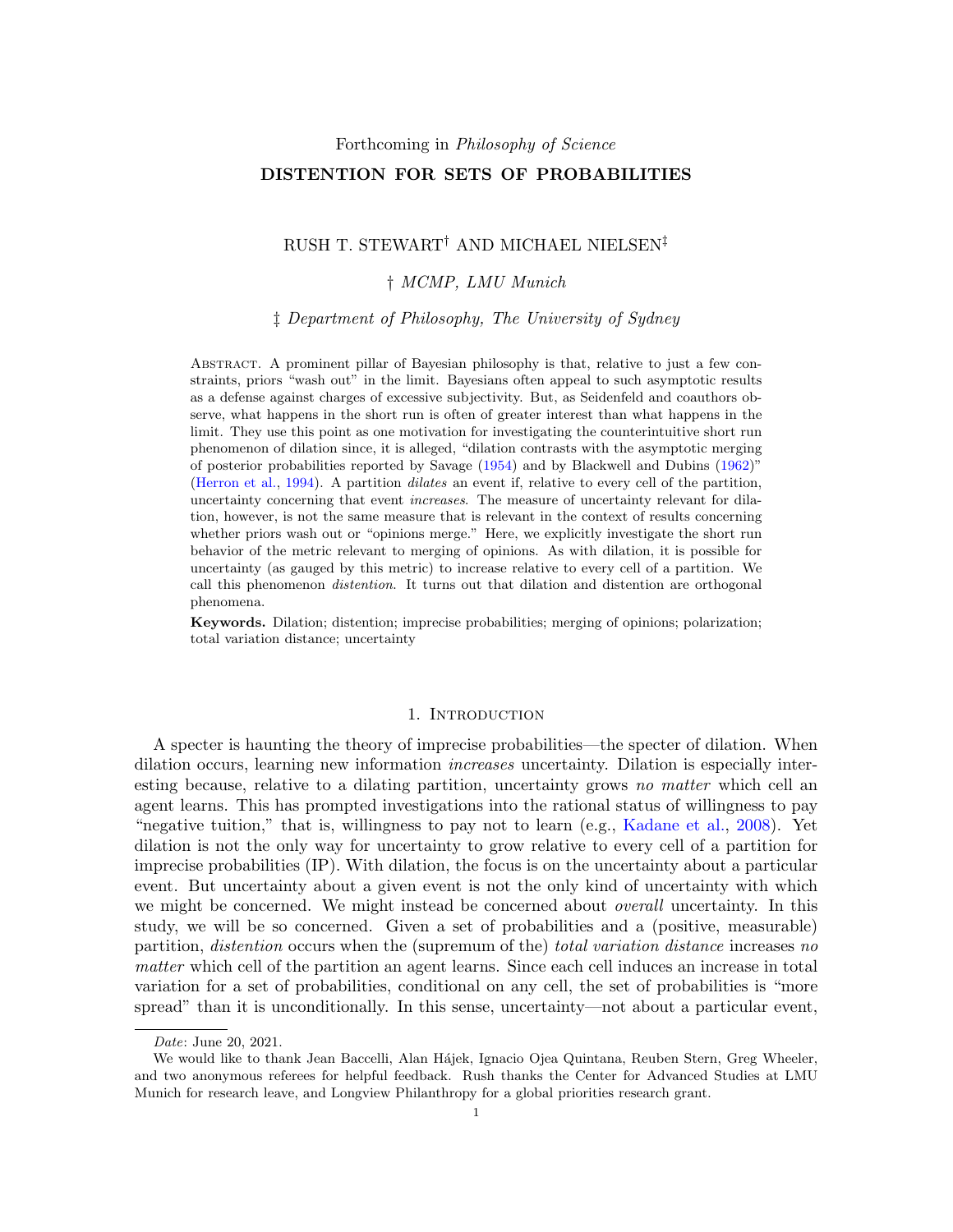Forthcoming in *Philosophy of Science*

# DISTENTION FOR SETS OF PROBABILITIES

RUSH T. STEWART[†] AND MICHAEL NIELSEN[‡]

† *MCMP, LMU Munich*

‡ *Department of Philosophy, The University of Sydney*

Abstract. A prominent pillar of Bayesian philosophy is that, relative to just a few constraints, priors "wash out" in the limit. Bayesians often appeal to such asymptotic results as a defense against charges of excessive subjectivity. But, as Seidenfeld and coauthors observe, what happens in the short run is often of greater interest than what happens in the limit. They use this point as one motivation for investigating the counterintuitive short run phenomenon of dilation since, it is alleged, "dilation contrasts with the asymptotic merging of posterior probabilities reported by Savage (1954) and by Blackwell and Dubins (1962)" (Herron et al., 1994). A partition *dilates* an event if, relative to every cell of the partition, uncertainty concerning that event *increases*. The measure of uncertainty relevant for dilation, however, is not the same measure that is relevant in the context of results concerning whether priors wash out or "opinions merge." Here, we explicitly investigate the short run behavior of the metric relevant to merging of opinions. As with dilation, it is possible for uncertainty (as gauged by this metric) to increase relative to every cell of a partition. We call this phenomenon *distention*. It turns out that dilation and distention are orthogonal phenomena.

**Keywords.** Dilation; distention; imprecise probabilities; merging of opinions; polarization; total variation distance; uncertainty

## 1. Introduction

A specter is haunting the theory of imprecise probabilities—the specter of dilation. When dilation occurs, learning new information *increases* uncertainty. Dilation is especially interesting because, relative to a dilating partition, uncertainty grows *no matter* which cell an agent learns. This has prompted investigations into the rational status of willingness to pay "negative tuition," that is, willingness to pay not to learn (e.g., Kadane et al., 2008). Yet dilation is not the only way for uncertainty to grow relative to every cell of a partition for imprecise probabilities (IP). With dilation, the focus is on the uncertainty about a particular event. But uncertainty about a given event is not the only kind of uncertainty with which we might be concerned. We might instead be concerned about *overall* uncertainty. In this study, we will be so concerned. Given a set of probabilities and a (positive, measurable) partition, *distention* occurs when the (supremum of the) *total variation distance* increases *no matter* which cell of the partition an agent learns. Since each cell induces an increase in total variation for a set of probabilities, conditional on any cell, the set of probabilities is "more spread" than it is unconditionally. In this sense, uncertainty—not about a particular event,

---

*Date*: June 20, 2021.

We would like to thank Jean Baccelli, Alan Hájek, Ignacio Ojea Quintana, Reuben Stern, Greg Wheeler, and two anonymous referees for helpful feedback. Rush thanks the Center for Advanced Studies at LMU Munich for research leave, and Longview Philanthropy for a global priorities research grant.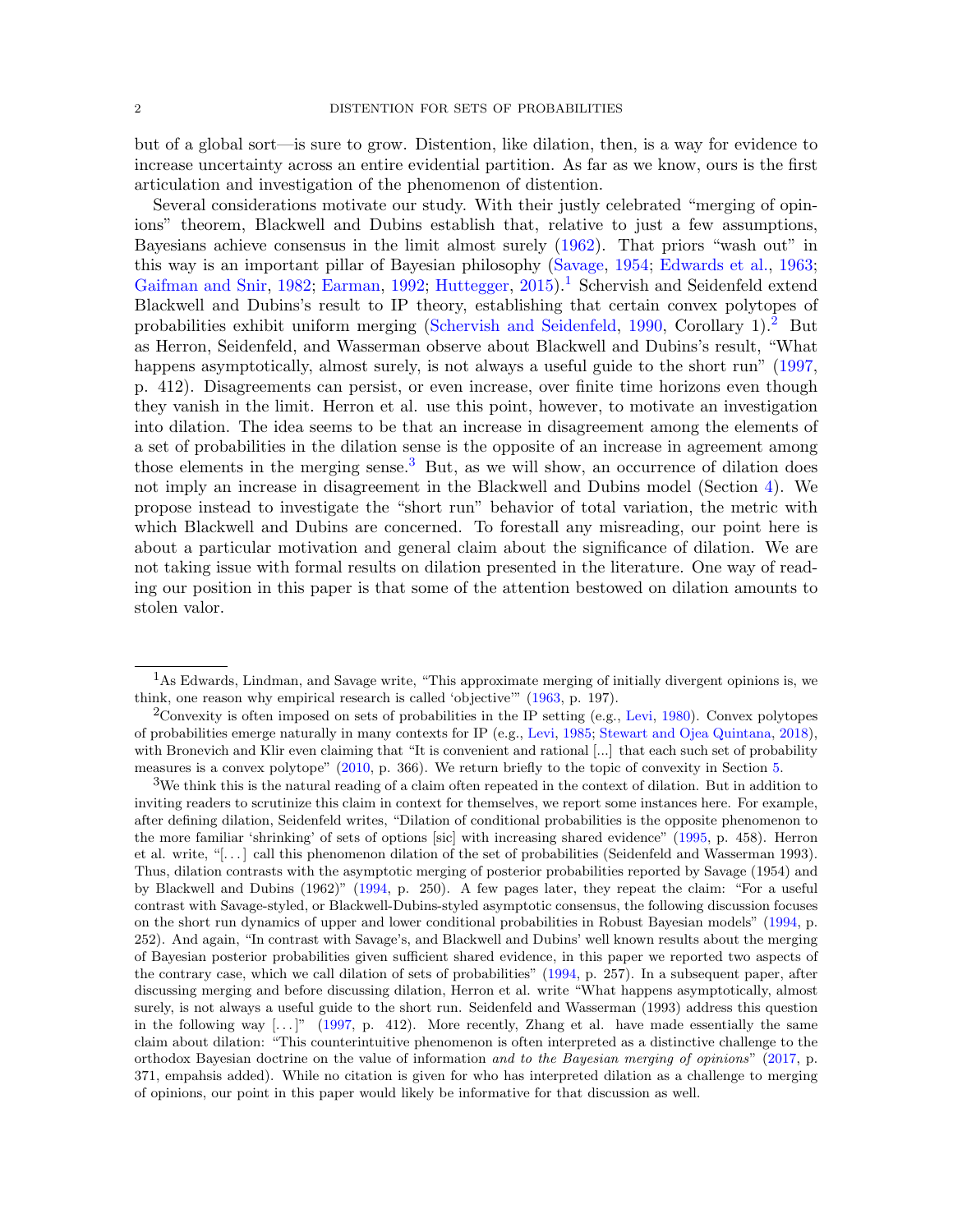but of a global sort—is sure to grow. Distention, like dilation, then, is a way for evidence to increase uncertainty across an entire evidential partition. As far as we know, ours is the first articulation and investigation of the phenomenon of distention.

Several considerations motivate our study. With their justly celebrated "merging of opinions" theorem, Blackwell and Dubins establish that, relative to just a few assumptions, Bayesians achieve consensus in the limit almost surely (1962). That priors "wash out" in this way is an important pillar of Bayesian philosophy (Savage, 1954; Edwards et al., 1963; Gaifman and Snir, 1982; Earman, 1992; Huttegger, 2015).[1] Schervish and Seidenfeld extend Blackwell and Dubins's result to IP theory, establishing that certain convex polytopes of probabilities exhibit uniform merging (Schervish and Seidenfeld, 1990, Corollary 1).[2] But as Herron, Seidenfeld, and Wasserman observe about Blackwell and Dubins's result, "What happens asymptotically, almost surely, is not always a useful guide to the short run" (1997, p. 412). Disagreements can persist, or even increase, over finite time horizons even though they vanish in the limit. Herron et al. use this point, however, to motivate an investigation into dilation. The idea seems to be that an increase in disagreement among the elements of a set of probabilities in the dilation sense is the opposite of an increase in agreement among those elements in the merging sense.[3] But, as we will show, an occurrence of dilation does not imply an increase in disagreement in the Blackwell and Dubins model (Section 4). We propose instead to investigate the "short run" behavior of total variation, the metric with which Blackwell and Dubins are concerned. To forestall any misreading, our point here is about a particular motivation and general claim about the significance of dilation. We are not taking issue with formal results on dilation presented in the literature. One way of reading our position in this paper is that some of the attention bestowed on dilation amounts to stolen valor.

---

[1] As Edwards, Lindman, and Savage write, "This approximate merging of initially divergent opinions is, we think, one reason why empirical research is called 'objective'" (1963, p. 197).

[2] Convexity is often imposed on sets of probabilities in the IP setting (e.g., Levi, 1980). Convex polytopes of probabilities emerge naturally in many contexts for IP (e.g., Levi, 1985; Stewart and Ojea Quintana, 2018), with Bronevich and Klir even claiming that "It is convenient and rational [...] that each such set of probability measures is a convex polytope" (2010, p. 366). We return briefly to the topic of convexity in Section 5.

[3] We think this is the natural reading of a claim often repeated in the context of dilation. But in addition to inviting readers to scrutinize this claim in context for themselves, we report some instances here. For example, after defining dilation, Seidenfeld writes, "Dilation of conditional probabilities is the opposite phenomenon to the more familiar 'shrinking' of sets of options [sic] with increasing shared evidence" (1995, p. 458). Herron et al. write, "[...] call this phenomenon dilation of the set of probabilities (Seidenfeld and Wasserman 1993). Thus, dilation contrasts with the asymptotic merging of posterior probabilities reported by Savage (1954) and by Blackwell and Dubins (1962)" (1994, p. 250). A few pages later, they repeat the claim: "For a useful contrast with Savage-styled, or Blackwell-Dubins-styled asymptotic consensus, the following discussion focuses on the short run dynamics of upper and lower conditional probabilities in Robust Bayesian models" (1994, p. 252). And again, "In contrast with Savage's, and Blackwell and Dubins' well known results about the merging of Bayesian posterior probabilities given sufficient shared evidence, in this paper we reported two aspects of the contrary case, which we call dilation of sets of probabilities" (1994, p. 257). In a subsequent paper, after discussing merging and before discussing dilation, Herron et al. write "What happens asymptotically, almost surely, is not always a useful guide to the short run. Seidenfeld and Wasserman (1993) address this question in the following way [...]" (1997, p. 412). More recently, Zhang et al. have made essentially the same claim about dilation: "This counterintuitive phenomenon is often interpreted as a distinctive challenge to the orthodox Bayesian doctrine on the value of information *and to the Bayesian merging of opinions*" (2017, p. 371, empahsis added). While no citation is given for who has interpreted dilation as a challenge to merging of opinions, our point in this paper would likely be informative for that discussion as well.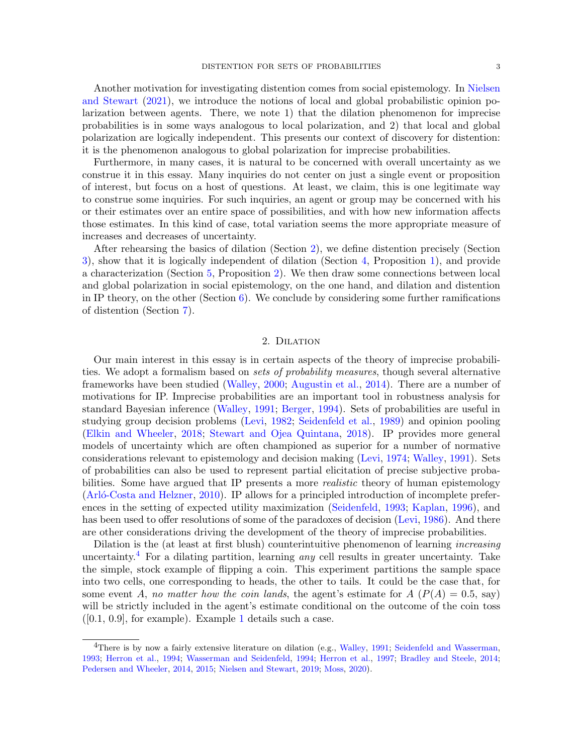Another motivation for investigating distention comes from social epistemology. In Nielsen and Stewart (2021), we introduce the notions of local and global probabilistic opinion polarization between agents. There, we note 1) that the dilation phenomenon for imprecise probabilities is in some ways analogous to local polarization, and 2) that local and global polarization are logically independent. This presents our context of discovery for distention: it is the phenomenon analogous to global polarization for imprecise probabilities.

Furthermore, in many cases, it is natural to be concerned with overall uncertainty as we construe it in this essay. Many inquiries do not center on just a single event or proposition of interest, but focus on a host of questions. At least, we claim, this is one legitimate way to construe some inquiries. For such inquiries, an agent or group may be concerned with his or their estimates over an entire space of possibilities, and with how new information affects those estimates. In this kind of case, total variation seems the more appropriate measure of increases and decreases of uncertainty.

After rehearsing the basics of dilation (Section 2), we define distention precisely (Section 3), show that it is logically independent of dilation (Section 4, Proposition 1), and provide a characterization (Section 5, Proposition 2). We then draw some connections between local and global polarization in social epistemology, on the one hand, and dilation and distention in IP theory, on the other (Section 6). We conclude by considering some further ramifications of distention (Section 7).

## 2. Dilation

Our main interest in this essay is in certain aspects of the theory of imprecise probabilities. We adopt a formalism based on *sets of probability measures*, though several alternative frameworks have been studied (Walley, 2000; Augustin et al., 2014). There are a number of motivations for IP. Imprecise probabilities are an important tool in robustness analysis for standard Bayesian inference (Walley, 1991; Berger, 1994). Sets of probabilities are useful in studying group decision problems (Levi, 1982; Seidenfeld et al., 1989) and opinion pooling (Elkin and Wheeler, 2018; Stewart and Ojea Quintana, 2018). IP provides more general models of uncertainty which are often championed as superior for a number of normative considerations relevant to epistemology and decision making (Levi, 1974; Walley, 1991). Sets of probabilities can also be used to represent partial elicitation of precise subjective probabilities. Some have argued that IP presents a more *realistic* theory of human epistemology (Arló-Costa and Helzner, 2010). IP allows for a principled introduction of incomplete preferences in the setting of expected utility maximization (Seidenfeld, 1993; Kaplan, 1996), and has been used to offer resolutions of some of the paradoxes of decision (Levi, 1986). And there are other considerations driving the development of the theory of imprecise probabilities.

Dilation is the (at least at first blush) counterintuitive phenomenon of learning *increasing* uncertainty.[4] For a dilating partition, learning *any* cell results in greater uncertainty. Take the simple, stock example of flipping a coin. This experiment partitions the sample space into two cells, one corresponding to heads, the other to tails. It could be the case that, for some event $A$, *no matter how the coin lands*, the agent's estimate for $A$ ($P(A) = 0.5$, say) will be strictly included in the agent's estimate conditional on the outcome of the coin toss ($[0.1, 0.9]$, for example). Example 1 details such a case.

[4] There is by now a fairly extensive literature on dilation (e.g., Walley, 1991; Seidenfeld and Wasserman, 1993; Herron et al., 1994; Wasserman and Seidenfeld, 1994; Herron et al., 1997; Bradley and Steele, 2014; Pedersen and Wheeler, 2014, 2015; Nielsen and Stewart, 2019; Moss, 2020).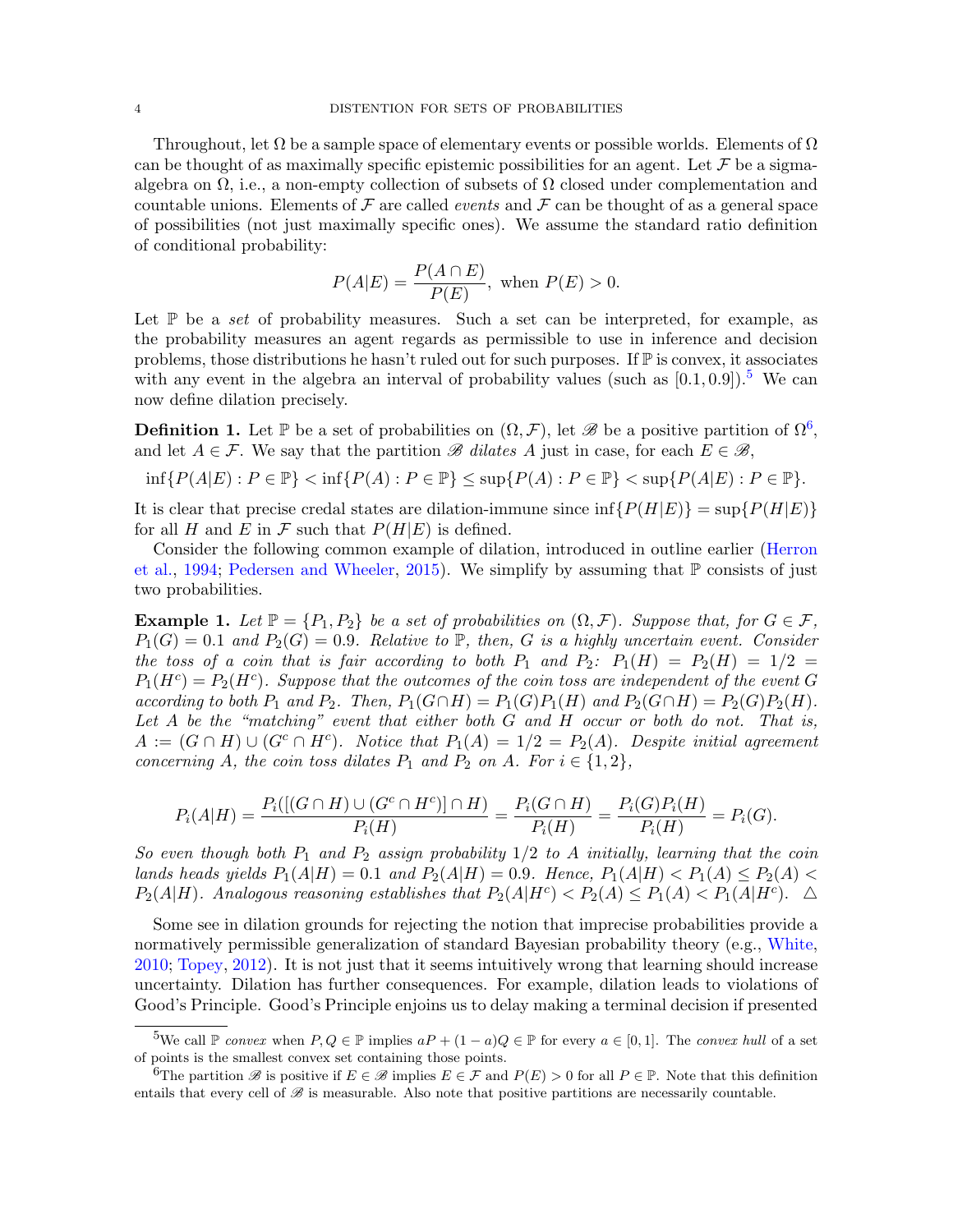Throughout, let $\Omega$ be a sample space of elementary events or possible worlds. Elements of $\Omega$ can be thought of as maximally specific epistemic possibilities for an agent. Let $\mathcal{F}$ be a sigma-algebra on $\Omega$, i.e., a non-empty collection of subsets of $\Omega$ closed under complementation and countable unions. Elements of $\mathcal{F}$ are called *events* and $\mathcal{F}$ can be thought of as a general space of possibilities (not just maximally specific ones). We assume the standard ratio definition of conditional probability:

$$P(A|E) = \frac{P(A \cap E)}{P(E)}, \text{ when } P(E) > 0.$$

Let $\mathbb{P}$ be a *set* of probability measures. Such a set can be interpreted, for example, as the probability measures an agent regards as permissible to use in inference and decision problems, those distributions he hasn't ruled out for such purposes. If $\mathbb{P}$ is convex, it associates with any event in the algebra an interval of probability values (such as $[0.1, 0.9]$).[5] We can now define dilation precisely.

**Definition 1.** Let $\mathbb{P}$ be a set of probabilities on $(\Omega, \mathcal{F})$, let $\mathscr{B}$ be a positive partition of $\Omega$[6], and let $A \in \mathcal{F}$. We say that the partition $\mathscr{B}$ *dilates* $A$ just in case, for each $E \in \mathscr{B}$,

$$\inf\{P(A|E) : P \in \mathbb{P}\} < \inf\{P(A) : P \in \mathbb{P}\} \leq \sup\{P(A) : P \in \mathbb{P}\} < \sup\{P(A|E) : P \in \mathbb{P}\}.$$

It is clear that precise credal states are dilation-immune since $\inf\{P(H|E)\} = \sup\{P(H|E)\}$ for all $H$ and $E$ in $\mathcal{F}$ such that $P(H|E)$ is defined.

Consider the following common example of dilation, introduced in outline earlier (Herron et al., 1994; Pedersen and Wheeler, 2015). We simplify by assuming that $\mathbb{P}$ consists of just two probabilities.

**Example 1.** *Let $\mathbb{P} = \{P_1, P_2\}$ be a set of probabilities on $(\Omega, \mathcal{F})$. Suppose that, for $G \in \mathcal{F}$, $P_1(G) = 0.1$ and $P_2(G) = 0.9$. Relative to $\mathbb{P}$, then, $G$ is a highly uncertain event. Consider the toss of a coin that is fair according to both $P_1$ and $P_2$: $P_1(H) = P_2(H) = 1/2 = P_1(H^c) = P_2(H^c)$. Suppose that the outcomes of the coin toss are independent of the event $G$ according to both $P_1$ and $P_2$. Then, $P_1(G \cap H) = P_1(G)P_1(H)$ and $P_2(G \cap H) = P_2(G)P_2(H)$. Let $A$ be the "matching" event that either both $G$ and $H$ occur or both do not. That is, $A := (G \cap H) \cup (G^c \cap H^c)$. Notice that $P_1(A) = 1/2 = P_2(A)$. Despite initial agreement concerning $A$, the coin toss dilates $P_1$ and $P_2$ on $A$. For $i \in \{1, 2\}$,*

$$P_i(A|H) = \frac{P_i([(G \cap H) \cup (G^c \cap H^c)] \cap H)}{P_i(H)} = \frac{P_i(G \cap H)}{P_i(H)} = \frac{P_i(G)P_i(H)}{P_i(H)} = P_i(G).$$

*So even though both $P_1$ and $P_2$ assign probability $1/2$ to $A$ initially, learning that the coin lands heads yields $P_1(A|H) = 0.1$ and $P_2(A|H) = 0.9$. Hence, $P_1(A|H) < P_1(A) \leq P_2(A) < P_2(A|H)$. Analogous reasoning establishes that $P_2(A|H^c) < P_2(A) \leq P_1(A) < P_1(A|H^c)$.* △

Some see in dilation grounds for rejecting the notion that imprecise probabilities provide a normatively permissible generalization of standard Bayesian probability theory (e.g., White, 2010; Topey, 2012). It is not just that it seems intuitively wrong that learning should increase uncertainty. Dilation has further consequences. For example, dilation leads to violations of Good's Principle. Good's Principle enjoins us to delay making a terminal decision if presented

[5] We call $\mathbb{P}$ *convex* when $P, Q \in \mathbb{P}$ implies $aP + (1-a)Q \in \mathbb{P}$ for every $a \in [0, 1]$. The *convex hull* of a set of points is the smallest convex set containing those points.

[6] The partition $\mathscr{B}$ is positive if $E \in \mathscr{B}$ implies $E \in \mathcal{F}$ and $P(E) > 0$ for all $P \in \mathbb{P}$. Note that this definition entails that every cell of $\mathscr{B}$ is measurable. Also note that positive partitions are necessarily countable.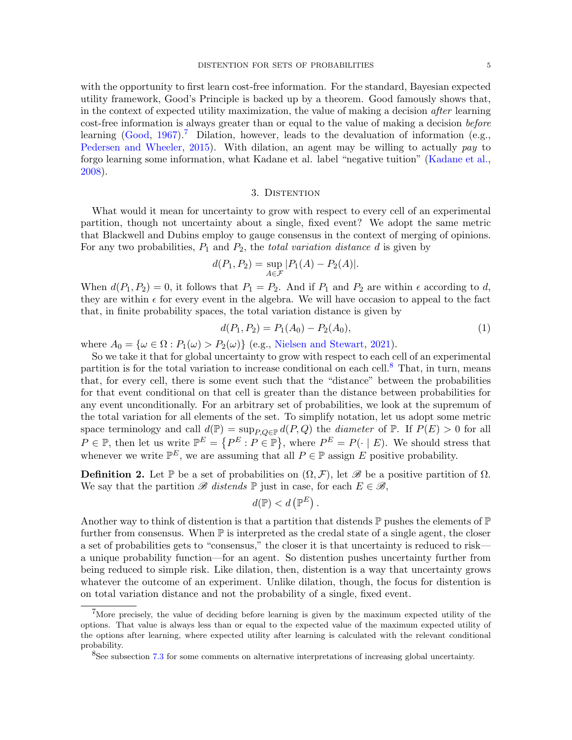with the opportunity to first learn cost-free information. For the standard, Bayesian expected utility framework, Good's Principle is backed up by a theorem. Good famously shows that, in the context of expected utility maximization, the value of making a decision *after* learning cost-free information is always greater than or equal to the value of making a decision *before* learning (Good, 1967).[7] Dilation, however, leads to the devaluation of information (e.g., Pedersen and Wheeler, 2015). With dilation, an agent may be willing to actually *pay* to forgo learning some information, what Kadane et al. label "negative tuition" (Kadane et al., 2008).

## 3. Distention

What would it mean for uncertainty to grow with respect to every cell of an experimental partition, though not uncertainty about a single, fixed event? We adopt the same metric that Blackwell and Dubins employ to gauge consensus in the context of merging of opinions. For any two probabilities, $P_1$ and $P_2$, the *total variation distance* $d$ is given by

$$d(P_1, P_2) = \sup_{A \in \mathcal{F}} |P_1(A) - P_2(A)|.$$

When $d(P_1, P_2) = 0$, it follows that $P_1 = P_2$. And if $P_1$ and $P_2$ are within $\epsilon$ according to $d$, they are within $\epsilon$ for every event in the algebra. We will have occasion to appeal to the fact that, in finite probability spaces, the total variation distance is given by

$$d(P_1, P_2) = P_1(A_0) - P_2(A_0), \tag{1}$$

where $A_0 = \{\omega \in \Omega : P_1(\omega) > P_2(\omega)\}$ (e.g., Nielsen and Stewart, 2021).

So we take it that for global uncertainty to grow with respect to each cell of an experimental partition is for the total variation to increase conditional on each cell.[8] That, in turn, means that, for every cell, there is some event such that the "distance" between the probabilities for that event conditional on that cell is greater than the distance between probabilities for any event unconditionally. For an arbitrary set of probabilities, we look at the supremum of the total variation for all elements of the set. To simplify notation, let us adopt some metric space terminology and call $d(\mathbb{P}) = \sup_{P,Q \in \mathbb{P}} d(P, Q)$ the *diameter* of $\mathbb{P}$. If $P(E) > 0$ for all $P \in \mathbb{P}$, then let us write $\mathbb{P}^E = \{P^E : P \in \mathbb{P}\}$, where $P^E = P(\cdot \mid E)$. We should stress that whenever we write $\mathbb{P}^E$, we are assuming that all $P \in \mathbb{P}$ assign $E$ positive probability.

**Definition 2.** Let $\mathbb{P}$ be a set of probabilities on $(\Omega, \mathcal{F})$, let $\mathscr{B}$ be a positive partition of $\Omega$. We say that the partition $\mathscr{B}$ *distends* $\mathbb{P}$ just in case, for each $E \in \mathscr{B}$,

$$d(\mathbb{P}) < d\left(\mathbb{P}^E\right).$$

Another way to think of distention is that a partition that distends $\mathbb{P}$ pushes the elements of $\mathbb{P}$ further from consensus. When $\mathbb{P}$ is interpreted as the credal state of a single agent, the closer a set of probabilities gets to "consensus," the closer it is that uncertainty is reduced to risk—a unique probability function—for an agent. So distention pushes uncertainty further from being reduced to simple risk. Like dilation, then, distention is a way that uncertainty grows whatever the outcome of an experiment. Unlike dilation, though, the focus for distention is on total variation distance and not the probability of a single, fixed event.

---

[7] More precisely, the value of deciding before learning is given by the maximum expected utility of the options. That value is always less than or equal to the expected value of the maximum expected utility of the options after learning, where expected utility after learning is calculated with the relevant conditional probability.

[8] See subsection 7.3 for some comments on alternative interpretations of increasing global uncertainty.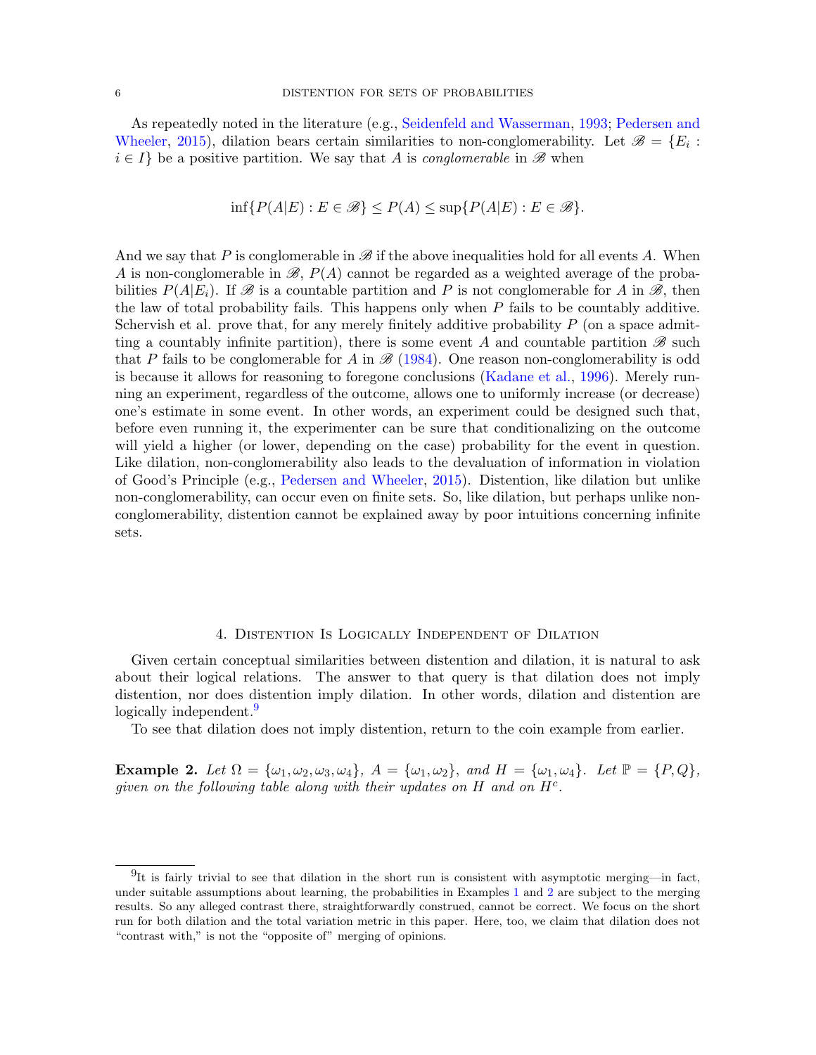As repeatedly noted in the literature (e.g., Seidenfeld and Wasserman, 1993; Pedersen and Wheeler, 2015), dilation bears certain similarities to non-conglomerability. Let $\mathscr{B} = \{E_i : i \in I\}$ be a positive partition. We say that $A$ is *conglomerable* in $\mathscr{B}$ when

$$\inf\{P(A|E) : E \in \mathscr{B}\} \leq P(A) \leq \sup\{P(A|E) : E \in \mathscr{B}\}.$$

And we say that $P$ is conglomerable in $\mathscr{B}$ if the above inequalities hold for all events $A$. When $A$ is non-conglomerable in $\mathscr{B}$, $P(A)$ cannot be regarded as a weighted average of the probabilities $P(A|E_i)$. If $\mathscr{B}$ is a countable partition and $P$ is not conglomerable for $A$ in $\mathscr{B}$, then the law of total probability fails. This happens only when $P$ fails to be countably additive. Schervish et al. prove that, for any merely finitely additive probability $P$ (on a space admitting a countably infinite partition), there is some event $A$ and countable partition $\mathscr{B}$ such that $P$ fails to be conglomerable for $A$ in $\mathscr{B}$ (1984). One reason non-conglomerability is odd is because it allows for reasoning to foregone conclusions (Kadane et al., 1996). Merely running an experiment, regardless of the outcome, allows one to uniformly increase (or decrease) one's estimate in some event. In other words, an experiment could be designed such that, before even running it, the experimenter can be sure that conditionalizing on the outcome will yield a higher (or lower, depending on the case) probability for the event in question. Like dilation, non-conglomerability also leads to the devaluation of information in violation of Good's Principle (e.g., Pedersen and Wheeler, 2015). Distention, like dilation but unlike non-conglomerability, can occur even on finite sets. So, like dilation, but perhaps unlike non-conglomerability, distention cannot be explained away by poor intuitions concerning infinite sets.

## 4. Distention Is Logically Independent of Dilation

Given certain conceptual similarities between distention and dilation, it is natural to ask about their logical relations. The answer to that query is that dilation does not imply distention, nor does distention imply dilation. In other words, dilation and distention are logically independent.[9]

To see that dilation does not imply distention, return to the coin example from earlier.

**Example 2.** *Let $\Omega = \{\omega_1, \omega_2, \omega_3, \omega_4\}$, $A = \{\omega_1, \omega_2\}$, and $H = \{\omega_1, \omega_4\}$. Let $\mathbb{P} = \{P, Q\}$, given on the following table along with their updates on $H$ and on $H^c$.*

[9] It is fairly trivial to see that dilation in the short run is consistent with asymptotic merging—in fact, under suitable assumptions about learning, the probabilities in Examples 1 and 2 are subject to the merging results. So any alleged contrast there, straightforwardly construed, cannot be correct. We focus on the short run for both dilation and the total variation metric in this paper. Here, too, we claim that dilation does not "contrast with," is not the "opposite of" merging of opinions.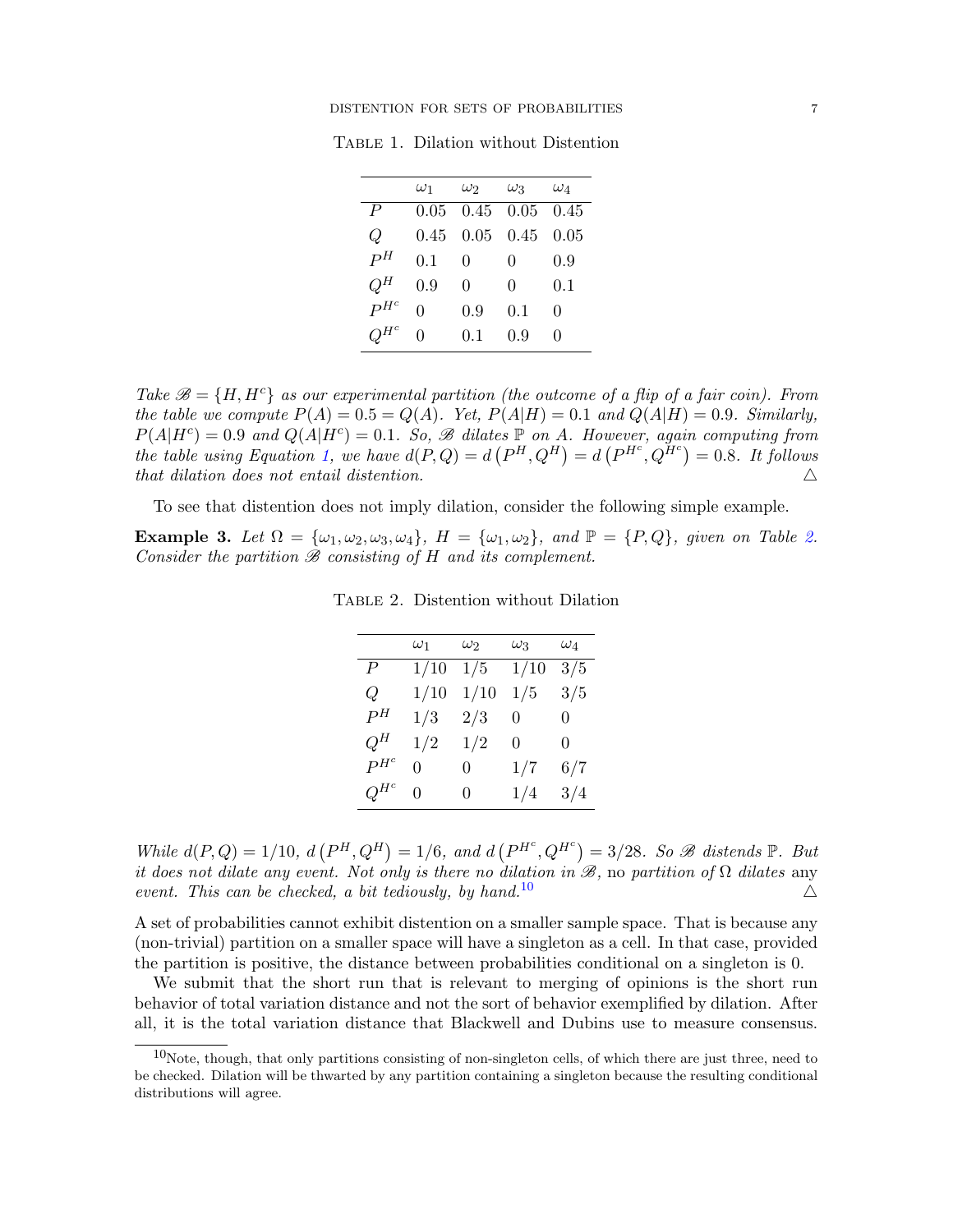Table 1. Dilation without Distention

| | $\omega_1$ | $\omega_2$ | $\omega_3$ | $\omega_4$ |
|---|---|---|---|---|
| $P$ | 0.05 | 0.45 | 0.05 | 0.45 |
| $Q$ | 0.45 | 0.05 | 0.45 | 0.05 |
| $P^H$ | 0.1 | 0 | 0 | 0.9 |
| $Q^H$ | 0.9 | 0 | 0 | 0.1 |
| $P^{H^c}$ | 0 | 0.9 | 0.1 | 0 |
| $Q^{H^c}$ | 0 | 0.1 | 0.9 | 0 |

*Take $\mathscr{B} = \{H, H^c\}$ as our experimental partition (the outcome of a flip of a fair coin). From the table we compute $P(A) = 0.5 = Q(A)$. Yet, $P(A|H) = 0.1$ and $Q(A|H) = 0.9$. Similarly, $P(A|H^c) = 0.9$ and $Q(A|H^c) = 0.1$. So, $\mathscr{B}$ dilates $\mathbb{P}$ on $A$. However, again computing from the table using Equation 1, we have $d(P,Q) = d\left(P^H, Q^H\right) = d\left(P^{H^c}, Q^{H^c}\right) = 0.8$. It follows that dilation does not entail distention.* △

To see that distention does not imply dilation, consider the following simple example.

**Example 3.** *Let $\Omega = \{\omega_1, \omega_2, \omega_3, \omega_4\}$, $H = \{\omega_1, \omega_2\}$, and $\mathbb{P} = \{P, Q\}$, given on Table 2. Consider the partition $\mathscr{B}$ consisting of $H$ and its complement.*

Table 2. Distention without Dilation

| | $\omega_1$ | $\omega_2$ | $\omega_3$ | $\omega_4$ |
|---|---|---|---|---|
| $P$ | $1/10$ | $1/5$ | $1/10$ | $3/5$ |
| $Q$ | $1/10$ | $1/10$ | $1/5$ | $3/5$ |
| $P^H$ | $1/3$ | $2/3$ | 0 | 0 |
| $Q^H$ | $1/2$ | $1/2$ | 0 | 0 |
| $P^{H^c}$ | 0 | 0 | $1/7$ | $6/7$ |
| $Q^{H^c}$ | 0 | 0 | $1/4$ | $3/4$ |

*While $d(P,Q) = 1/10$, $d\left(P^H, Q^H\right) = 1/6$, and $d\left(P^{H^c}, Q^{H^c}\right) = 3/28$. So $\mathscr{B}$ distends $\mathbb{P}$. But it does not dilate any event. Not only is there no dilation in $\mathscr{B}$,* no *partition of $\Omega$ dilates* any *event. This can be checked, a bit tediously, by hand.*[10] △

A set of probabilities cannot exhibit distention on a smaller sample space. That is because any (non-trivial) partition on a smaller space will have a singleton as a cell. In that case, provided the partition is positive, the distance between probabilities conditional on a singleton is 0.

We submit that the short run that is relevant to merging of opinions is the short run behavior of total variation distance and not the sort of behavior exemplified by dilation. After all, it is the total variation distance that Blackwell and Dubins use to measure consensus.

[10] Note, though, that only partitions consisting of non-singleton cells, of which there are just three, need to be checked. Dilation will be thwarted by any partition containing a singleton because the resulting conditional distributions will agree.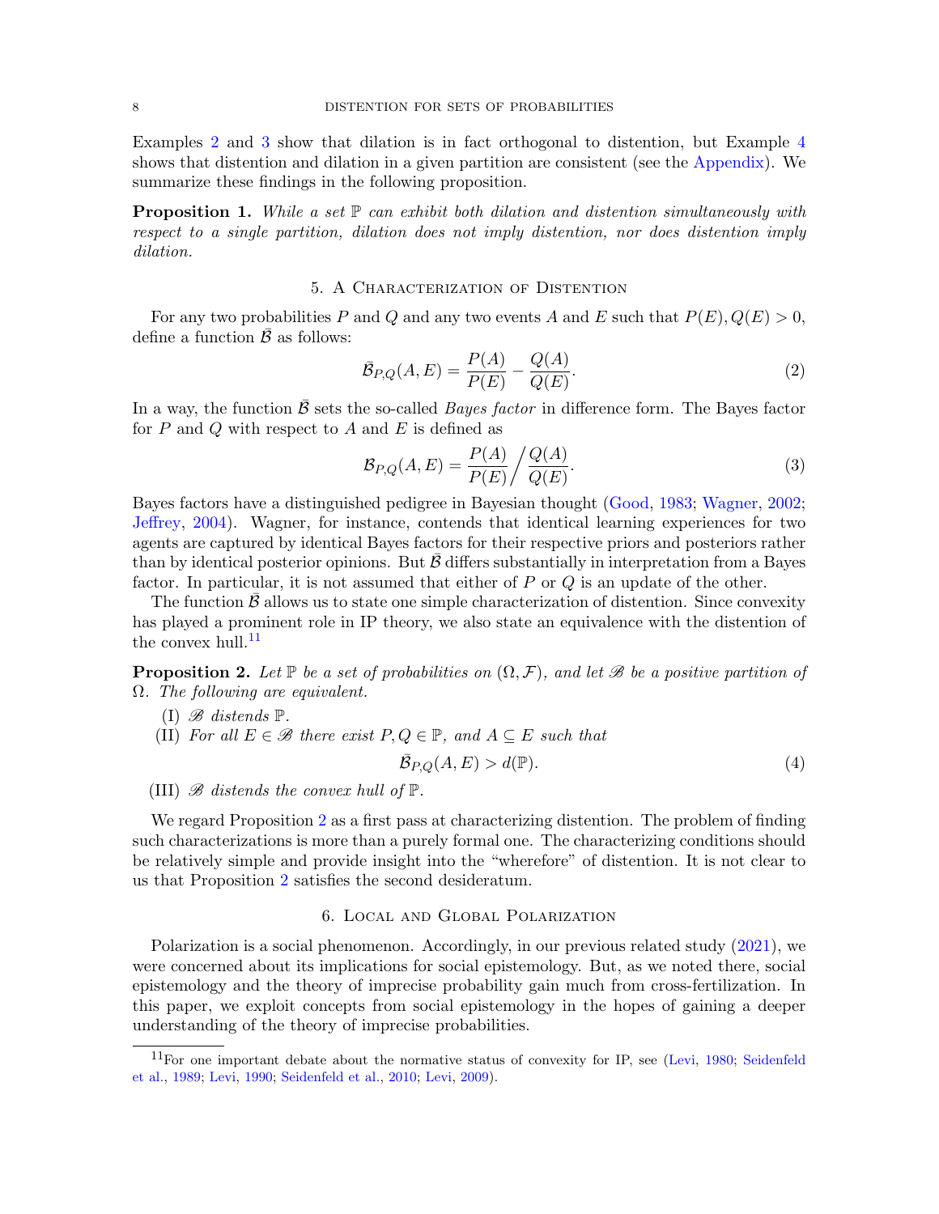Examples 2 and 3 show that dilation is in fact orthogonal to distention, but Example 4 shows that distention and dilation in a given partition are consistent (see the Appendix). We summarize these findings in the following proposition.

**Proposition 1.** *While a set $\mathbb{P}$ can exhibit both dilation and distention simultaneously with respect to a single partition, dilation does not imply distention, nor does distention imply dilation.*

## 5. A Characterization of Distention

For any two probabilities $P$ and $Q$ and any two events $A$ and $E$ such that $P(E), Q(E) > 0$, define a function $\bar{\mathcal{B}}$ as follows:

$$\bar{\mathcal{B}}_{P,Q}(A, E) = \frac{P(A)}{P(E)} - \frac{Q(A)}{Q(E)}. \tag{2}$$

In a way, the function $\bar{\mathcal{B}}$ sets the so-called *Bayes factor* in difference form. The Bayes factor for $P$ and $Q$ with respect to $A$ and $E$ is defined as

$$\mathcal{B}_{P,Q}(A, E) = \frac{P(A)}{P(E)} \bigg/ \frac{Q(A)}{Q(E)}. \tag{3}$$

Bayes factors have a distinguished pedigree in Bayesian thought (Good, 1983; Wagner, 2002; Jeffrey, 2004). Wagner, for instance, contends that identical learning experiences for two agents are captured by identical Bayes factors for their respective priors and posteriors rather than by identical posterior opinions. But $\bar{\mathcal{B}}$ differs substantially in interpretation from a Bayes factor. In particular, it is not assumed that either of $P$ or $Q$ is an update of the other.

The function $\bar{\mathcal{B}}$ allows us to state one simple characterization of distention. Since convexity has played a prominent role in IP theory, we also state an equivalence with the distention of the convex hull.[11]

**Proposition 2.** *Let $\mathbb{P}$ be a set of probabilities on $(\Omega, \mathcal{F})$, and let $\mathscr{B}$ be a positive partition of $\Omega$. The following are equivalent.*

- (I) *$\mathscr{B}$ distends $\mathbb{P}$.*
- (II) *For all $E \in \mathscr{B}$ there exist $P, Q \in \mathbb{P}$, and $A \subseteq E$ such that*

$$\bar{\mathcal{B}}_{P,Q}(A, E) > d(\mathbb{P}). \tag{4}$$

- (III) *$\mathscr{B}$ distends the convex hull of $\mathbb{P}$.*

We regard Proposition 2 as a first pass at characterizing distention. The problem of finding such characterizations is more than a purely formal one. The characterizing conditions should be relatively simple and provide insight into the "wherefore" of distention. It is not clear to us that Proposition 2 satisfies the second desideratum.

## 6. Local and Global Polarization

Polarization is a social phenomenon. Accordingly, in our previous related study (2021), we were concerned about its implications for social epistemology. But, as we noted there, social epistemology and the theory of imprecise probability gain much from cross-fertilization. In this paper, we exploit concepts from social epistemology in the hopes of gaining a deeper understanding of the theory of imprecise probabilities.

---

[11] For one important debate about the normative status of convexity for IP, see (Levi, 1980; Seidenfeld et al., 1989; Levi, 1990; Seidenfeld et al., 2010; Levi, 2009).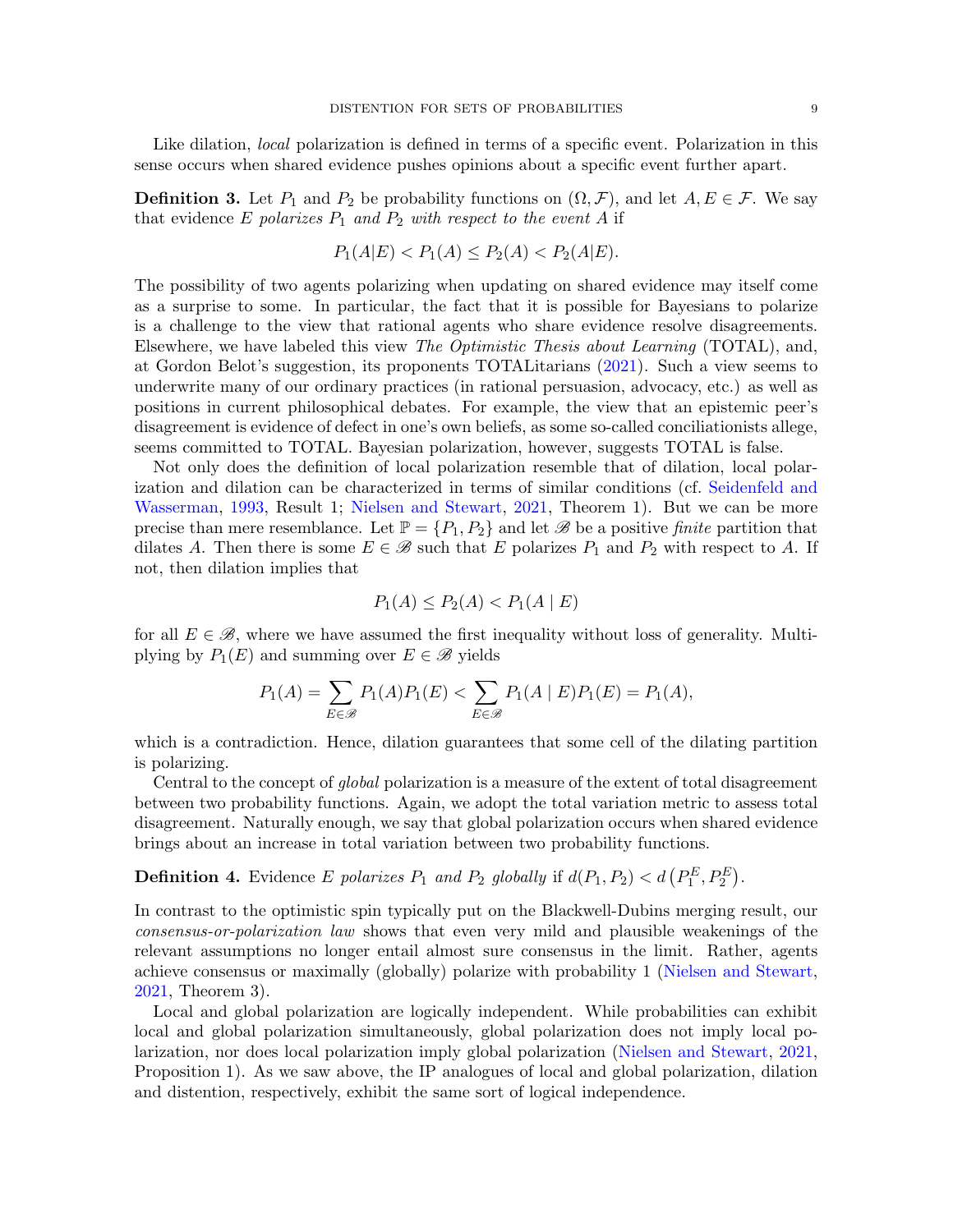Like dilation, *local* polarization is defined in terms of a specific event. Polarization in this sense occurs when shared evidence pushes opinions about a specific event further apart.

**Definition 3.** Let $P_1$ and $P_2$ be probability functions on $(\Omega, \mathcal{F})$, and let $A, E \in \mathcal{F}$. We say that evidence $E$ *polarizes* $P_1$ *and* $P_2$ *with respect to the event* $A$ if

$$P_1(A|E) < P_1(A) \leq P_2(A) < P_2(A|E).$$

The possibility of two agents polarizing when updating on shared evidence may itself come as a surprise to some. In particular, the fact that it is possible for Bayesians to polarize is a challenge to the view that rational agents who share evidence resolve disagreements. Elsewhere, we have labeled this view *The Optimistic Thesis about Learning* (TOTAL), and, at Gordon Belot's suggestion, its proponents TOTALitarians (2021). Such a view seems to underwrite many of our ordinary practices (in rational persuasion, advocacy, etc.) as well as positions in current philosophical debates. For example, the view that an epistemic peer's disagreement is evidence of defect in one's own beliefs, as some so-called conciliationists allege, seems committed to TOTAL. Bayesian polarization, however, suggests TOTAL is false.

Not only does the definition of local polarization resemble that of dilation, local polarization and dilation can be characterized in terms of similar conditions (cf. Seidenfeld and Wasserman, 1993, Result 1; Nielsen and Stewart, 2021, Theorem 1). But we can be more precise than mere resemblance. Let $\mathbb{P} = \{P_1, P_2\}$ and let $\mathscr{B}$ be a positive *finite* partition that dilates $A$. Then there is some $E \in \mathscr{B}$ such that $E$ polarizes $P_1$ and $P_2$ with respect to $A$. If not, then dilation implies that

$$P_1(A) \leq P_2(A) < P_1(A \mid E)$$

for all $E \in \mathscr{B}$, where we have assumed the first inequality without loss of generality. Multiplying by $P_1(E)$ and summing over $E \in \mathscr{B}$ yields

$$P_1(A) = \sum_{E \in \mathscr{B}} P_1(A)P_1(E) < \sum_{E \in \mathscr{B}} P_1(A \mid E)P_1(E) = P_1(A),$$

which is a contradiction. Hence, dilation guarantees that some cell of the dilating partition is polarizing.

Central to the concept of *global* polarization is a measure of the extent of total disagreement between two probability functions. Again, we adopt the total variation metric to assess total disagreement. Naturally enough, we say that global polarization occurs when shared evidence brings about an increase in total variation between two probability functions.

**Definition 4.** Evidence $E$ *polarizes* $P_1$ *and* $P_2$ *globally* if $d(P_1, P_2) < d\left(P_1^E, P_2^E\right)$.

In contrast to the optimistic spin typically put on the Blackwell-Dubins merging result, our *consensus-or-polarization law* shows that even very mild and plausible weakenings of the relevant assumptions no longer entail almost sure consensus in the limit. Rather, agents achieve consensus or maximally (globally) polarize with probability 1 (Nielsen and Stewart, 2021, Theorem 3).

Local and global polarization are logically independent. While probabilities can exhibit local and global polarization simultaneously, global polarization does not imply local polarization, nor does local polarization imply global polarization (Nielsen and Stewart, 2021, Proposition 1). As we saw above, the IP analogues of local and global polarization, dilation and distention, respectively, exhibit the same sort of logical independence.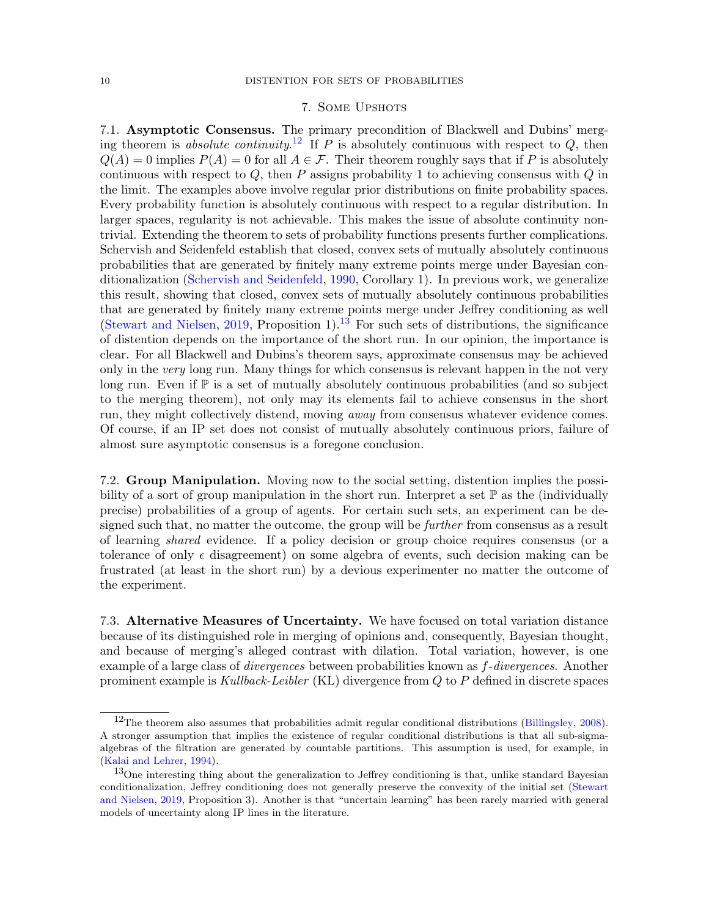## 7. Some Upshots

**7.1. Asymptotic Consensus.** The primary precondition of Blackwell and Dubins' merging theorem is *absolute continuity*.[12] If $P$ is absolutely continuous with respect to $Q$, then $Q(A) = 0$ implies $P(A) = 0$ for all $A \in \mathcal{F}$. Their theorem roughly says that if $P$ is absolutely continuous with respect to $Q$, then $P$ assigns probability 1 to achieving consensus with $Q$ in the limit. The examples above involve regular prior distributions on finite probability spaces. Every probability function is absolutely continuous with respect to a regular distribution. In larger spaces, regularity is not achievable. This makes the issue of absolute continuity nontrivial. Extending the theorem to sets of probability functions presents further complications. Schervish and Seidenfeld establish that closed, convex sets of mutually absolutely continuous probabilities that are generated by finitely many extreme points merge under Bayesian conditionalization (Schervish and Seidenfeld, 1990, Corollary 1). In previous work, we generalize this result, showing that closed, convex sets of mutually absolutely continuous probabilities that are generated by finitely many extreme points merge under Jeffrey conditioning as well (Stewart and Nielsen, 2019, Proposition 1).[13] For such sets of distributions, the significance of distention depends on the importance of the short run. In our opinion, the importance is clear. For all Blackwell and Dubins's theorem says, approximate consensus may be achieved only in the *very* long run. Many things for which consensus is relevant happen in the not very long run. Even if $\mathbb{P}$ is a set of mutually absolutely continuous probabilities (and so subject to the merging theorem), not only may its elements fail to achieve consensus in the short run, they might collectively distend, moving *away* from consensus whatever evidence comes. Of course, if an IP set does not consist of mutually absolutely continuous priors, failure of almost sure asymptotic consensus is a foregone conclusion.

**7.2. Group Manipulation.** Moving now to the social setting, distention implies the possibility of a sort of group manipulation in the short run. Interpret a set $\mathbb{P}$ as the (individually precise) probabilities of a group of agents. For certain such sets, an experiment can be designed such that, no matter the outcome, the group will be *further* from consensus as a result of learning *shared* evidence. If a policy decision or group choice requires consensus (or a tolerance of only $\epsilon$ disagreement) on some algebra of events, such decision making can be frustrated (at least in the short run) by a devious experimenter no matter the outcome of the experiment.

**7.3. Alternative Measures of Uncertainty.** We have focused on total variation distance because of its distinguished role in merging of opinions and, consequently, Bayesian thought, and because of merging's alleged contrast with dilation. Total variation, however, is one example of a large class of *divergences* between probabilities known as *$f$-divergences*. Another prominent example is *Kullback-Leibler* (KL) divergence from $Q$ to $P$ defined in discrete spaces

---

[12] The theorem also assumes that probabilities admit regular conditional distributions (Billingsley, 2008). A stronger assumption that implies the existence of regular conditional distributions is that all sub-sigma-algebras of the filtration are generated by countable partitions. This assumption is used, for example, in (Kalai and Lehrer, 1994).

[13] One interesting thing about the generalization to Jeffrey conditioning is that, unlike standard Bayesian conditionalization, Jeffrey conditioning does not generally preserve the convexity of the initial set (Stewart and Nielsen, 2019, Proposition 3). Another is that "uncertain learning" has been rarely married with general models of uncertainty along IP lines in the literature.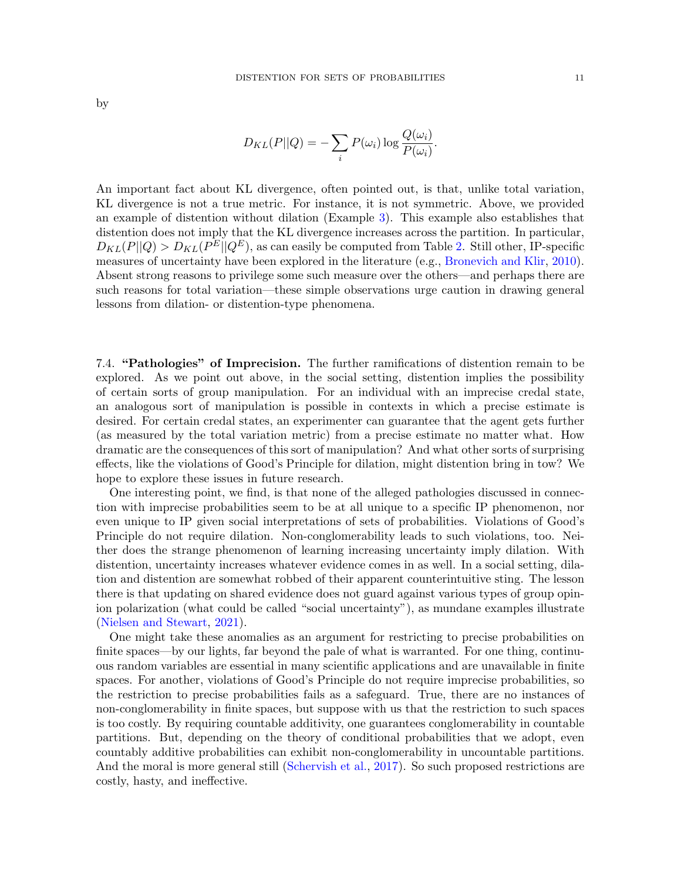by

$$D_{KL}(P||Q) = -\sum_i P(\omega_i) \log \frac{Q(\omega_i)}{P(\omega_i)}.$$

An important fact about KL divergence, often pointed out, is that, unlike total variation, KL divergence is not a true metric. For instance, it is not symmetric. Above, we provided an example of distention without dilation (Example 3). This example also establishes that distention does not imply that the KL divergence increases across the partition. In particular, $D_{KL}(P||Q) > D_{KL}(P^E||Q^E)$, as can easily be computed from Table 2. Still other, IP-specific measures of uncertainty have been explored in the literature (e.g., Bronevich and Klir, 2010). Absent strong reasons to privilege some such measure over the others—and perhaps there are such reasons for total variation—these simple observations urge caution in drawing general lessons from dilation- or distention-type phenomena.

7.4. **"Pathologies" of Imprecision.** The further ramifications of distention remain to be explored. As we point out above, in the social setting, distention implies the possibility of certain sorts of group manipulation. For an individual with an imprecise credal state, an analogous sort of manipulation is possible in contexts in which a precise estimate is desired. For certain credal states, an experimenter can guarantee that the agent gets further (as measured by the total variation metric) from a precise estimate no matter what. How dramatic are the consequences of this sort of manipulation? And what other sorts of surprising effects, like the violations of Good's Principle for dilation, might distention bring in tow? We hope to explore these issues in future research.

One interesting point, we find, is that none of the alleged pathologies discussed in connection with imprecise probabilities seem to be at all unique to a specific IP phenomenon, nor even unique to IP given social interpretations of sets of probabilities. Violations of Good's Principle do not require dilation. Non-conglomerability leads to such violations, too. Neither does the strange phenomenon of learning increasing uncertainty imply dilation. With distention, uncertainty increases whatever evidence comes in as well. In a social setting, dilation and distention are somewhat robbed of their apparent counterintuitive sting. The lesson there is that updating on shared evidence does not guard against various types of group opinion polarization (what could be called "social uncertainty"), as mundane examples illustrate (Nielsen and Stewart, 2021).

One might take these anomalies as an argument for restricting to precise probabilities on finite spaces—by our lights, far beyond the pale of what is warranted. For one thing, continuous random variables are essential in many scientific applications and are unavailable in finite spaces. For another, violations of Good's Principle do not require imprecise probabilities, so the restriction to precise probabilities fails as a safeguard. True, there are no instances of non-conglomerability in finite spaces, but suppose with us that the restriction to such spaces is too costly. By requiring countable additivity, one guarantees conglomerability in countable partitions. But, depending on the theory of conditional probabilities that we adopt, even countably additive probabilities can exhibit non-conglomerability in uncountable partitions. And the moral is more general still (Schervish et al., 2017). So such proposed restrictions are costly, hasty, and ineffective.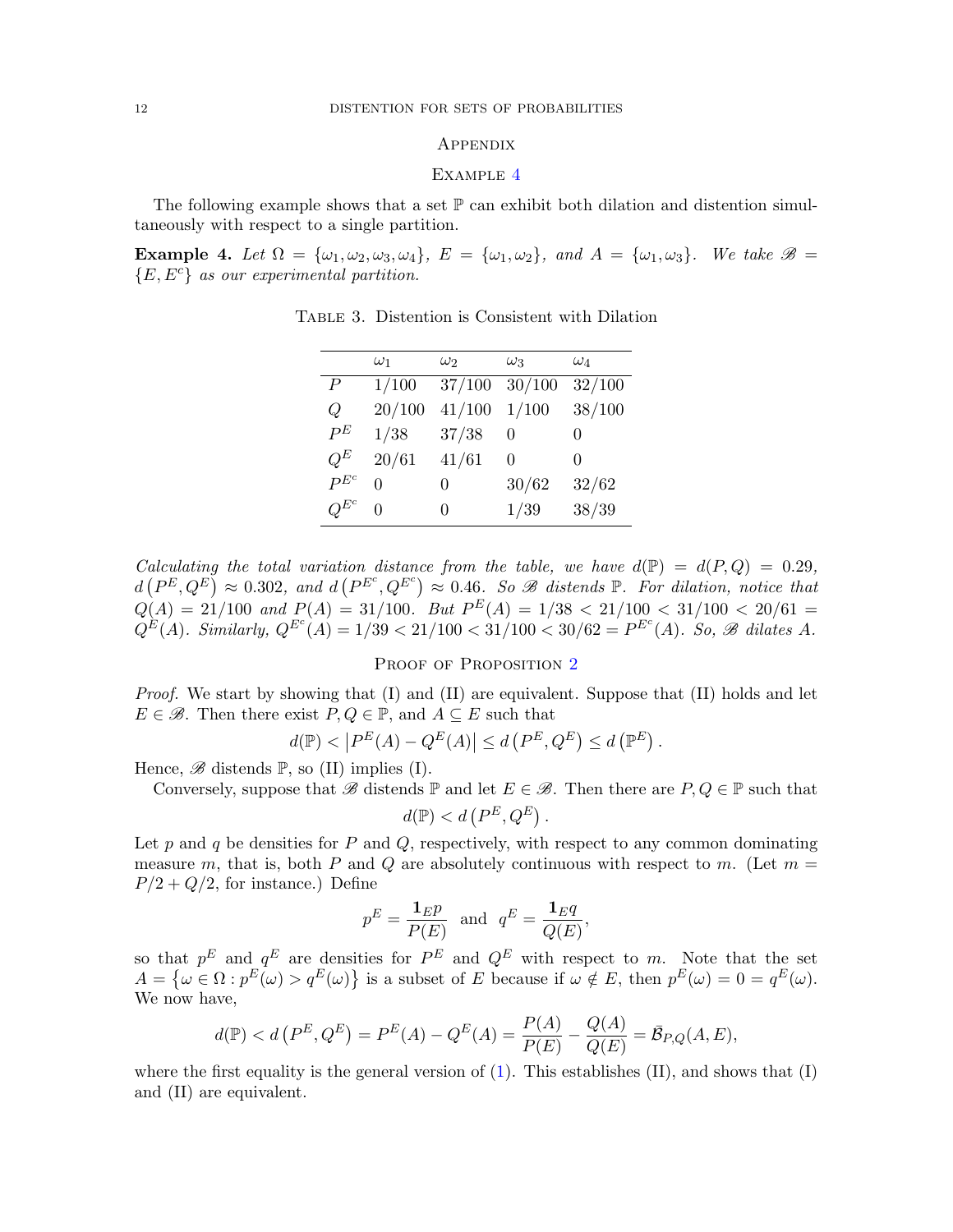## Appendix

### Example 4

The following example shows that a set $\mathbb{P}$ can exhibit both dilation and distention simultaneously with respect to a single partition.

**Example 4.** *Let $\Omega = \{\omega_1, \omega_2, \omega_3, \omega_4\}$, $E = \{\omega_1, \omega_2\}$, and $A = \{\omega_1, \omega_3\}$. We take $\mathscr{B} = \{E, E^c\}$ as our experimental partition.*

Table 3. Distention is Consistent with Dilation

| | $\omega_1$ | $\omega_2$ | $\omega_3$ | $\omega_4$ |
|---|---|---|---|---|
| $P$ | $1/100$ | $37/100$ | $30/100$ | $32/100$ |
| $Q$ | $20/100$ | $41/100$ | $1/100$ | $38/100$ |
| $P^E$ | $1/38$ | $37/38$ | $0$ | $0$ |
| $Q^E$ | $20/61$ | $41/61$ | $0$ | $0$ |
| $P^{E^c}$ | $0$ | $0$ | $30/62$ | $32/62$ |
| $Q^{E^c}$ | $0$ | $0$ | $1/39$ | $38/39$ |

*Calculating the total variation distance from the table, we have $d(\mathbb{P}) = d(P,Q) = 0.29$, $d\left(P^E, Q^E\right) \approx 0.302$, and $d\left(P^{E^c}, Q^{E^c}\right) \approx 0.46$. So $\mathscr{B}$ distends $\mathbb{P}$. For dilation, notice that $Q(A) = 21/100$ and $P(A) = 31/100$. But $P^E(A) = 1/38 < 21/100 < 31/100 < 20/61 = Q^E(A)$. Similarly, $Q^{E^c}(A) = 1/39 < 21/100 < 31/100 < 30/62 = P^{E^c}(A)$. So, $\mathscr{B}$ dilates $A$.*

### Proof of Proposition 2

*Proof.* We start by showing that (I) and (II) are equivalent. Suppose that (II) holds and let $E \in \mathscr{B}$. Then there exist $P, Q \in \mathbb{P}$, and $A \subseteq E$ such that

$$d(\mathbb{P}) < \left|P^E(A) - Q^E(A)\right| \leq d\left(P^E, Q^E\right) \leq d\left(\mathbb{P}^E\right).$$

Hence, $\mathscr{B}$ distends $\mathbb{P}$, so (II) implies (I).

Conversely, suppose that $\mathscr{B}$ distends $\mathbb{P}$ and let $E \in \mathscr{B}$. Then there are $P, Q \in \mathbb{P}$ such that

$$d(\mathbb{P}) < d\left(P^E, Q^E\right).$$

Let $p$ and $q$ be densities for $P$ and $Q$, respectively, with respect to any common dominating measure $m$, that is, both $P$ and $Q$ are absolutely continuous with respect to $m$. (Let $m = P/2 + Q/2$, for instance.) Define

$$p^E = \frac{\mathbf{1}_E p}{P(E)} \text{ and } q^E = \frac{\mathbf{1}_E q}{Q(E)},$$

so that $p^E$ and $q^E$ are densities for $P^E$ and $Q^E$ with respect to $m$. Note that the set $A = \left\{\omega \in \Omega : p^E(\omega) > q^E(\omega)\right\}$ is a subset of $E$ because if $\omega \notin E$, then $p^E(\omega) = 0 = q^E(\omega)$. We now have,

$$d(\mathbb{P}) < d\left(P^E, Q^E\right) = P^E(A) - Q^E(A) = \frac{P(A)}{P(E)} - \frac{Q(A)}{Q(E)} = \bar{\mathcal{B}}_{P,Q}(A, E),$$

where the first equality is the general version of (1). This establishes (II), and shows that (I) and (II) are equivalent.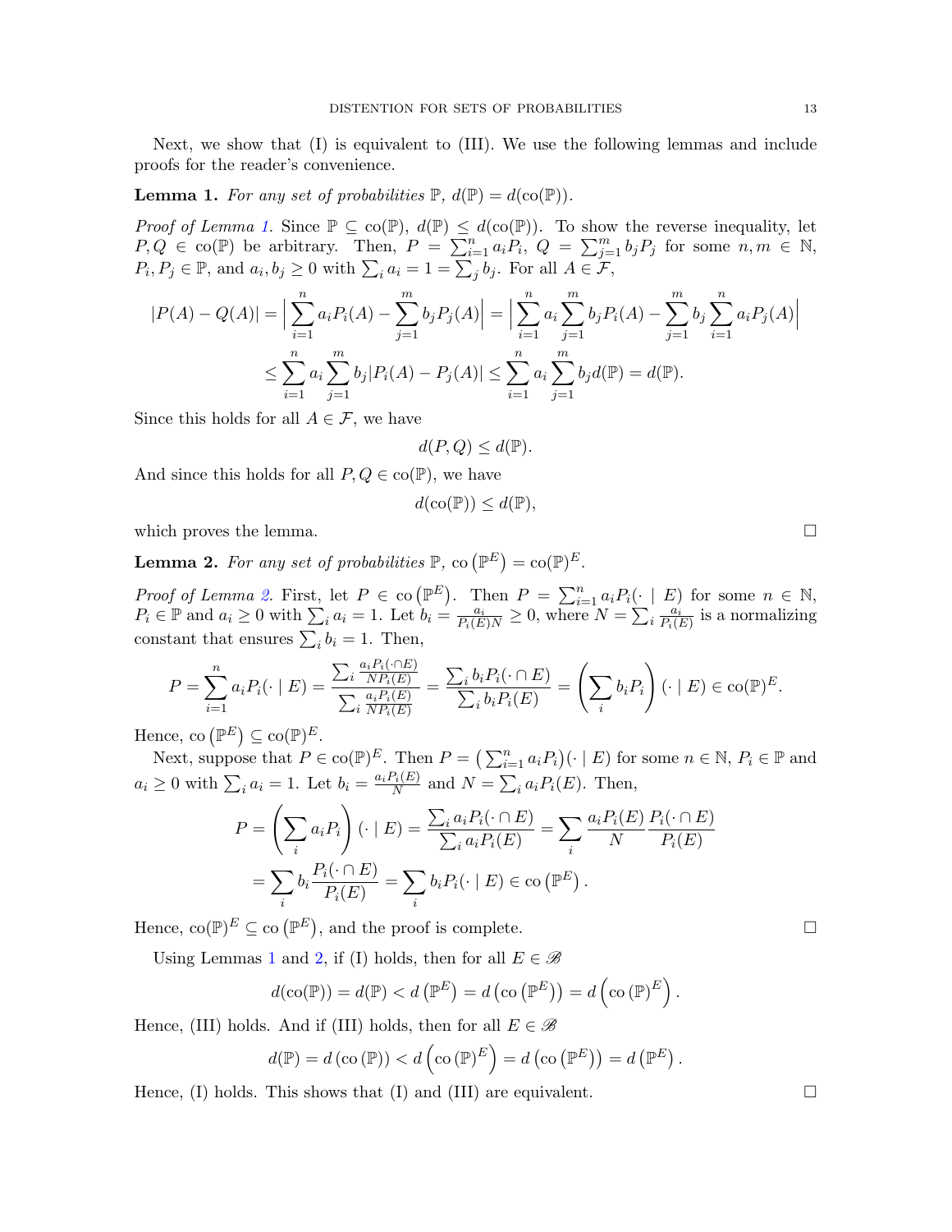Next, we show that (I) is equivalent to (III). We use the following lemmas and include proofs for the reader's convenience.

**Lemma 1.** *For any set of probabilities $\mathbb{P}$, $d(\mathbb{P}) = d(\text{co}(\mathbb{P}))$.*

*Proof of Lemma 1.* Since $\mathbb{P} \subseteq \text{co}(\mathbb{P})$, $d(\mathbb{P}) \leq d(\text{co}(\mathbb{P}))$. To show the reverse inequality, let $P, Q \in \text{co}(\mathbb{P})$ be arbitrary. Then, $P = \sum_{i=1}^n a_i P_i$, $Q = \sum_{j=1}^m b_j P_j$ for some $n, m \in \mathbb{N}$, $P_i, P_j \in \mathbb{P}$, and $a_i, b_j \geq 0$ with $\sum_i a_i = 1 = \sum_j b_j$. For all $A \in \mathcal{F}$,

$$|P(A) - Q(A)| = \Big| \sum_{i=1}^n a_i P_i(A) - \sum_{j=1}^m b_j P_j(A) \Big| = \Big| \sum_{i=1}^n a_i \sum_{j=1}^m b_j P_i(A) - \sum_{j=1}^m b_j \sum_{i=1}^n a_i P_j(A) \Big|$$

$$\leq \sum_{i=1}^n a_i \sum_{j=1}^m b_j |P_i(A) - P_j(A)| \leq \sum_{i=1}^n a_i \sum_{j=1}^m b_j d(\mathbb{P}) = d(\mathbb{P}).$$

Since this holds for all $A \in \mathcal{F}$, we have

$$d(P, Q) \leq d(\mathbb{P}).$$

And since this holds for all $P, Q \in \text{co}(\mathbb{P})$, we have

$$d(\text{co}(\mathbb{P})) \leq d(\mathbb{P}),$$

which proves the lemma. $\square$

**Lemma 2.** *For any set of probabilities $\mathbb{P}$, $\text{co}\left(\mathbb{P}^E\right) = \text{co}(\mathbb{P})^E$.*

*Proof of Lemma 2.* First, let $P \in \text{co}\left(\mathbb{P}^E\right)$. Then $P = \sum_{i=1}^n a_i P_i(\cdot \mid E)$ for some $n \in \mathbb{N}$, $P_i \in \mathbb{P}$ and $a_i \geq 0$ with $\sum_i a_i = 1$. Let $b_i = \frac{a_i}{P_i(E)N} \geq 0$, where $N = \sum_i \frac{a_i}{P_i(E)}$ is a normalizing constant that ensures $\sum_i b_i = 1$. Then,

$$P = \sum_{i=1}^n a_i P_i(\cdot \mid E) = \frac{\sum_i \frac{a_i P_i(\cdot \cap E)}{N P_i(E)}}{\sum_i \frac{a_i P_i(E)}{N P_i(E)}} = \frac{\sum_i b_i P_i(\cdot \cap E)}{\sum_i b_i P_i(E)} = \left( \sum_i b_i P_i \right)(\cdot \mid E) \in \text{co}(\mathbb{P})^E.$$

Hence, $\text{co}\left(\mathbb{P}^E\right) \subseteq \text{co}(\mathbb{P})^E$.

Next, suppose that $P \in \text{co}(\mathbb{P})^E$. Then $P = \left(\sum_{i=1}^n a_i P_i\right)(\cdot \mid E)$ for some $n \in \mathbb{N}$, $P_i \in \mathbb{P}$ and $a_i \geq 0$ with $\sum_i a_i = 1$. Let $b_i = \frac{a_i P_i(E)}{N}$ and $N = \sum_i a_i P_i(E)$. Then,

$$P = \left( \sum_i a_i P_i \right)(\cdot \mid E) = \frac{\sum_i a_i P_i(\cdot \cap E)}{\sum_i a_i P_i(E)} = \sum_i \frac{a_i P_i(E)}{N} \frac{P_i(\cdot \cap E)}{P_i(E)}$$

$$= \sum_i b_i \frac{P_i(\cdot \cap E)}{P_i(E)} = \sum_i b_i P_i(\cdot \mid E) \in \text{co}\left(\mathbb{P}^E\right).$$

Hence, $\text{co}(\mathbb{P})^E \subseteq \text{co}\left(\mathbb{P}^E\right)$, and the proof is complete. $\square$

Using Lemmas 1 and 2, if (I) holds, then for all $E \in \mathscr{B}$

$$d(\text{co}(\mathbb{P})) = d(\mathbb{P}) < d\left(\mathbb{P}^E\right) = d\left(\text{co}\left(\mathbb{P}^E\right)\right) = d\left(\text{co}\left(\mathbb{P}\right)^E\right).$$

Hence, (III) holds. And if (III) holds, then for all $E \in \mathscr{B}$

$$d(\mathbb{P}) = d\left(\text{co}\left(\mathbb{P}\right)\right) < d\left(\text{co}\left(\mathbb{P}\right)^E\right) = d\left(\text{co}\left(\mathbb{P}^E\right)\right) = d\left(\mathbb{P}^E\right).$$

Hence, (I) holds. This shows that (I) and (III) are equivalent. $\square$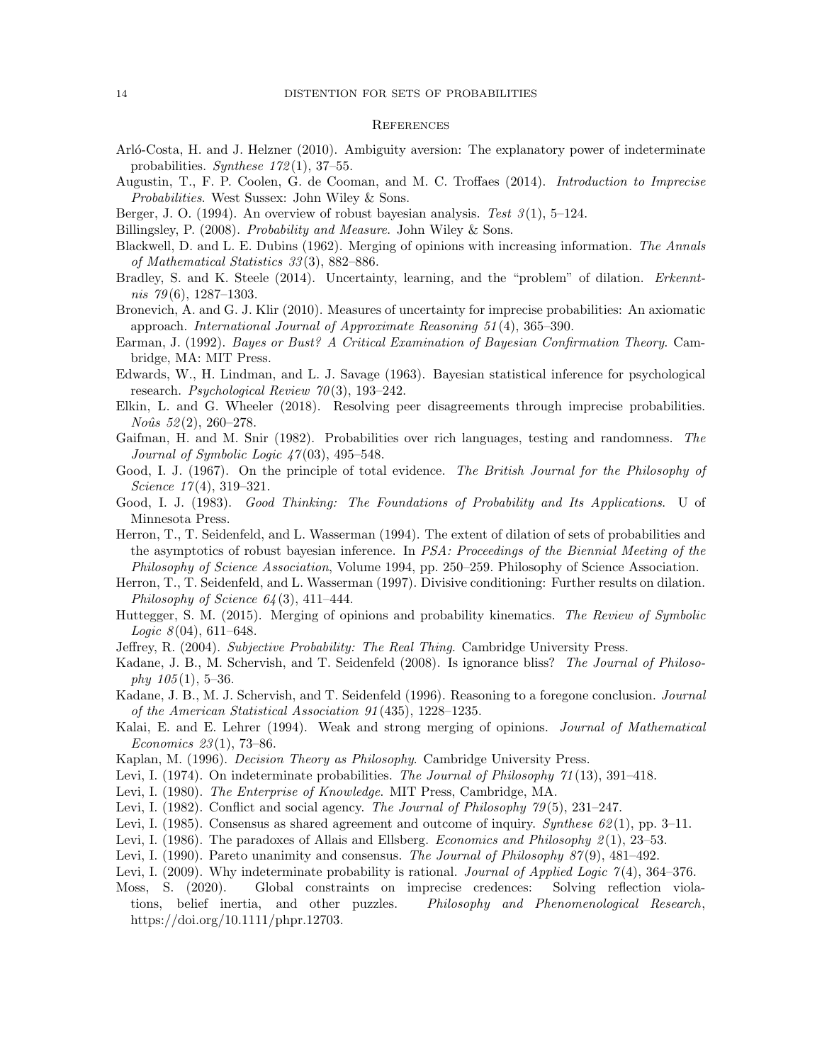## References

Arló-Costa, H. and J. Helzner (2010). Ambiguity aversion: The explanatory power of indeterminate probabilities. *Synthese 172*(1), 37–55.

Augustin, T., F. P. Coolen, G. de Cooman, and M. C. Troffaes (2014). *Introduction to Imprecise Probabilities*. West Sussex: John Wiley & Sons.

Berger, J. O. (1994). An overview of robust bayesian analysis. *Test 3*(1), 5–124.

Billingsley, P. (2008). *Probability and Measure*. John Wiley & Sons.

Blackwell, D. and L. E. Dubins (1962). Merging of opinions with increasing information. *The Annals of Mathematical Statistics 33*(3), 882–886.

Bradley, S. and K. Steele (2014). Uncertainty, learning, and the "problem" of dilation. *Erkenntnis 79*(6), 1287–1303.

Bronevich, A. and G. J. Klir (2010). Measures of uncertainty for imprecise probabilities: An axiomatic approach. *International Journal of Approximate Reasoning 51*(4), 365–390.

Earman, J. (1992). *Bayes or Bust? A Critical Examination of Bayesian Confirmation Theory*. Cambridge, MA: MIT Press.

Edwards, W., H. Lindman, and L. J. Savage (1963). Bayesian statistical inference for psychological research. *Psychological Review 70*(3), 193–242.

Elkin, L. and G. Wheeler (2018). Resolving peer disagreements through imprecise probabilities. *Noûs 52*(2), 260–278.

Gaifman, H. and M. Snir (1982). Probabilities over rich languages, testing and randomness. *The Journal of Symbolic Logic 47*(03), 495–548.

Good, I. J. (1967). On the principle of total evidence. *The British Journal for the Philosophy of Science 17*(4), 319–321.

Good, I. J. (1983). *Good Thinking: The Foundations of Probability and Its Applications*. U of Minnesota Press.

Herron, T., T. Seidenfeld, and L. Wasserman (1994). The extent of dilation of sets of probabilities and the asymptotics of robust bayesian inference. In *PSA: Proceedings of the Biennial Meeting of the Philosophy of Science Association*, Volume 1994, pp. 250–259. Philosophy of Science Association.

Herron, T., T. Seidenfeld, and L. Wasserman (1997). Divisive conditioning: Further results on dilation. *Philosophy of Science 64*(3), 411–444.

Huttegger, S. M. (2015). Merging of opinions and probability kinematics. *The Review of Symbolic Logic 8*(04), 611–648.

Jeffrey, R. (2004). *Subjective Probability: The Real Thing*. Cambridge University Press.

Kadane, J. B., M. Schervish, and T. Seidenfeld (2008). Is ignorance bliss? *The Journal of Philosophy 105*(1), 5–36.

Kadane, J. B., M. J. Schervish, and T. Seidenfeld (1996). Reasoning to a foregone conclusion. *Journal of the American Statistical Association 91*(435), 1228–1235.

Kalai, E. and E. Lehrer (1994). Weak and strong merging of opinions. *Journal of Mathematical Economics 23*(1), 73–86.

Kaplan, M. (1996). *Decision Theory as Philosophy*. Cambridge University Press.

Levi, I. (1974). On indeterminate probabilities. *The Journal of Philosophy 71*(13), 391–418.

Levi, I. (1980). *The Enterprise of Knowledge*. MIT Press, Cambridge, MA.

Levi, I. (1982). Conflict and social agency. *The Journal of Philosophy 79*(5), 231–247.

Levi, I. (1985). Consensus as shared agreement and outcome of inquiry. *Synthese 62*(1), pp. 3–11.

Levi, I. (1986). The paradoxes of Allais and Ellsberg. *Economics and Philosophy 2*(1), 23–53.

Levi, I. (1990). Pareto unanimity and consensus. *The Journal of Philosophy 87*(9), 481–492.

Levi, I. (2009). Why indeterminate probability is rational. *Journal of Applied Logic 7*(4), 364–376.

Moss, S. (2020). Global constraints on imprecise credences: Solving reflection violations, belief inertia, and other puzzles. *Philosophy and Phenomenological Research*, https://doi.org/10.1111/phpr.12703.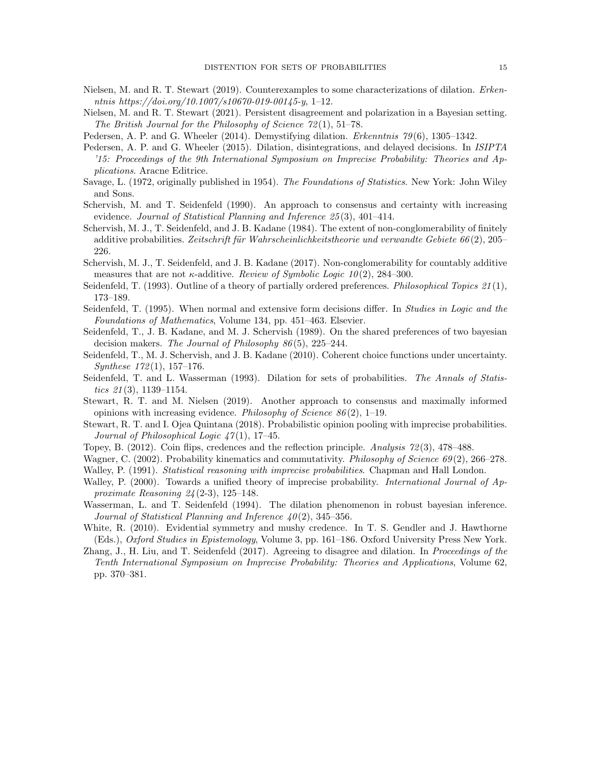Nielsen, M. and R. T. Stewart (2019). Counterexamples to some characterizations of dilation. *Erkenntnis https://doi.org/10.1007/s10670-019-00145-y*, 1–12.

Nielsen, M. and R. T. Stewart (2021). Persistent disagreement and polarization in a Bayesian setting. *The British Journal for the Philosophy of Science 72*(1), 51–78.

Pedersen, A. P. and G. Wheeler (2014). Demystifying dilation. *Erkenntnis 79*(6), 1305–1342.

Pedersen, A. P. and G. Wheeler (2015). Dilation, disintegrations, and delayed decisions. In *ISIPTA '15: Proceedings of the 9th International Symposium on Imprecise Probability: Theories and Applications*. Aracne Editrice.

Savage, L. (1972, originally published in 1954). *The Foundations of Statistics*. New York: John Wiley and Sons.

Schervish, M. and T. Seidenfeld (1990). An approach to consensus and certainty with increasing evidence. *Journal of Statistical Planning and Inference 25*(3), 401–414.

Schervish, M. J., T. Seidenfeld, and J. B. Kadane (1984). The extent of non-conglomerability of finitely additive probabilities. *Zeitschrift für Wahrscheinlichkeitstheorie und verwandte Gebiete 66*(2), 205–226.

Schervish, M. J., T. Seidenfeld, and J. B. Kadane (2017). Non-conglomerability for countably additive measures that are not $\kappa$-additive. *Review of Symbolic Logic 10*(2), 284–300.

Seidenfeld, T. (1993). Outline of a theory of partially ordered preferences. *Philosophical Topics 21*(1), 173–189.

Seidenfeld, T. (1995). When normal and extensive form decisions differ. In *Studies in Logic and the Foundations of Mathematics*, Volume 134, pp. 451–463. Elsevier.

Seidenfeld, T., J. B. Kadane, and M. J. Schervish (1989). On the shared preferences of two bayesian decision makers. *The Journal of Philosophy 86*(5), 225–244.

Seidenfeld, T., M. J. Schervish, and J. B. Kadane (2010). Coherent choice functions under uncertainty. *Synthese 172*(1), 157–176.

Seidenfeld, T. and L. Wasserman (1993). Dilation for sets of probabilities. *The Annals of Statistics 21*(3), 1139–1154.

Stewart, R. T. and M. Nielsen (2019). Another approach to consensus and maximally informed opinions with increasing evidence. *Philosophy of Science 86*(2), 1–19.

Stewart, R. T. and I. Ojea Quintana (2018). Probabilistic opinion pooling with imprecise probabilities. *Journal of Philosophical Logic 47*(1), 17–45.

Topey, B. (2012). Coin flips, credences and the reflection principle. *Analysis 72*(3), 478–488.

Wagner, C. (2002). Probability kinematics and commutativity. *Philosophy of Science 69*(2), 266–278.

Walley, P. (1991). *Statistical reasoning with imprecise probabilities*. Chapman and Hall London.

Walley, P. (2000). Towards a unified theory of imprecise probability. *International Journal of Approximate Reasoning 24*(2-3), 125–148.

Wasserman, L. and T. Seidenfeld (1994). The dilation phenomenon in robust bayesian inference. *Journal of Statistical Planning and Inference 40*(2), 345–356.

White, R. (2010). Evidential symmetry and mushy credence. In T. S. Gendler and J. Hawthorne (Eds.), *Oxford Studies in Epistemology*, Volume 3, pp. 161–186. Oxford University Press New York.

Zhang, J., H. Liu, and T. Seidenfeld (2017). Agreeing to disagree and dilation. In *Proceedings of the Tenth International Symposium on Imprecise Probability: Theories and Applications*, Volume 62, pp. 370–381.